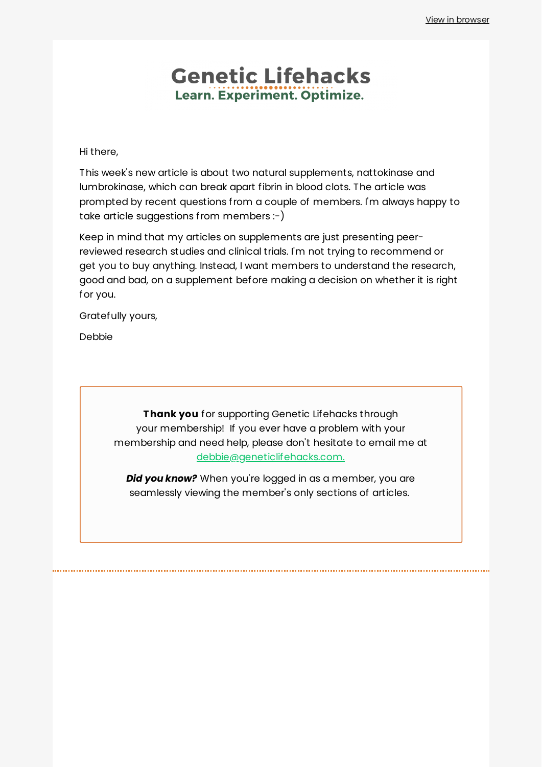View in browser

# Genetic Lifehacks

**Learn. Experiment. Optimize.**

Hi there,

This week's new article is about two natural supplements, nattokinase and lumbrokinase, which can break apart fibrin in blood clots. The article was prompted by recent questions from a couple of members. I'm always happy to take article suggestions from members :-)

Keep in mind that my articles on supplements are just presenting peer-reviewed research studies and clinical trials. I'm not trying to recommend or get you to buy anything. Instead, I want members to understand the research, good and bad, on a supplement before making a decision on whether it is right for you.

Gratefully yours,

Debbie

**Thank you** for supporting Genetic Lifehacks through your membership! If you ever have a problem with your membership and need help, please don't hesitate to email me at debbie@geneticlifehacks.com.

***Did you know?*** When you're logged in as a member, you are seamlessly viewing the member's only sections of articles.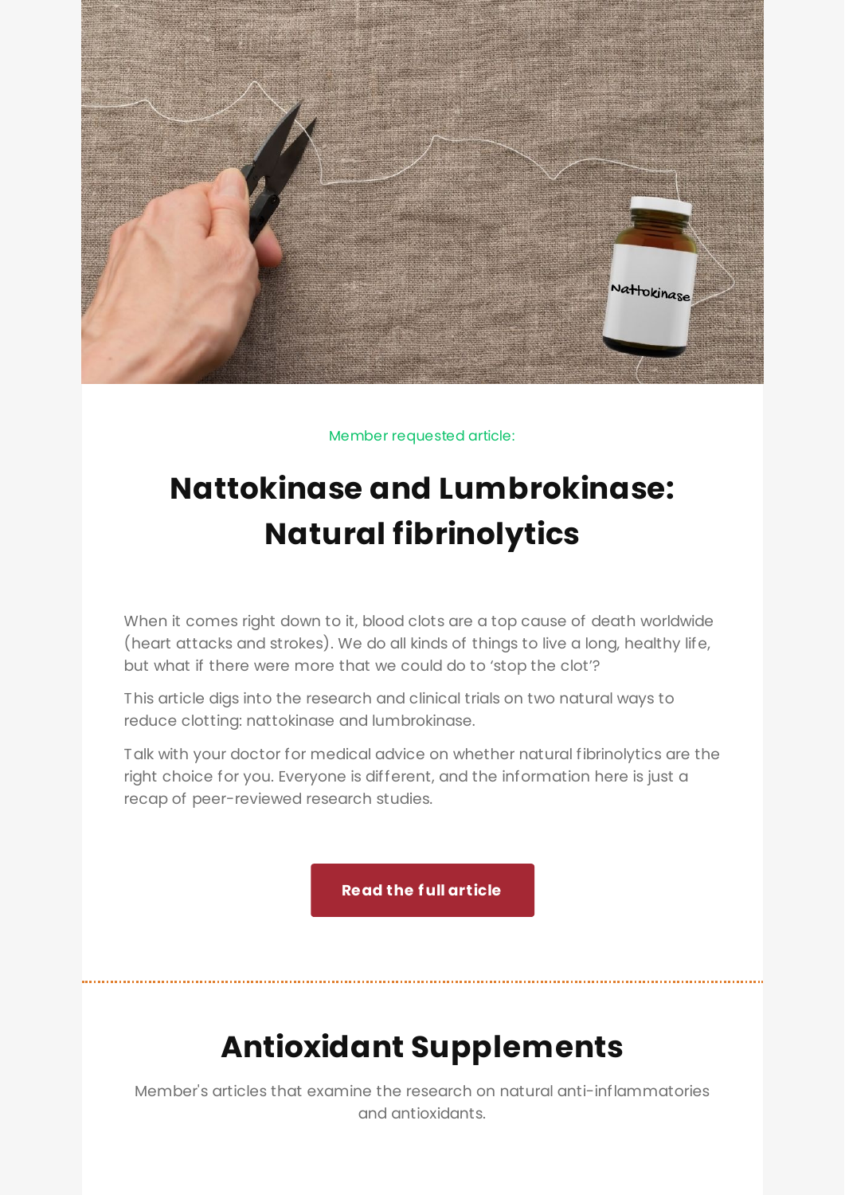Member requested article:

# Nattokinase and Lumbrokinase: Natural fibrinolytics

When it comes right down to it, blood clots are a top cause of death worldwide (heart attacks and strokes). We do all kinds of things to live a long, healthy life, but what if there were more that we could do to 'stop the clot'?

This article digs into the research and clinical trials on two natural ways to reduce clotting: nattokinase and lumbrokinase.

Talk with your doctor for medical advice on whether natural fibrinolytics are the right choice for you. Everyone is different, and the information here is just a recap of peer-reviewed research studies.

**Read the full article**

---

# Antioxidant Supplements

Member's articles that examine the research on natural anti-inflammatories and antioxidants.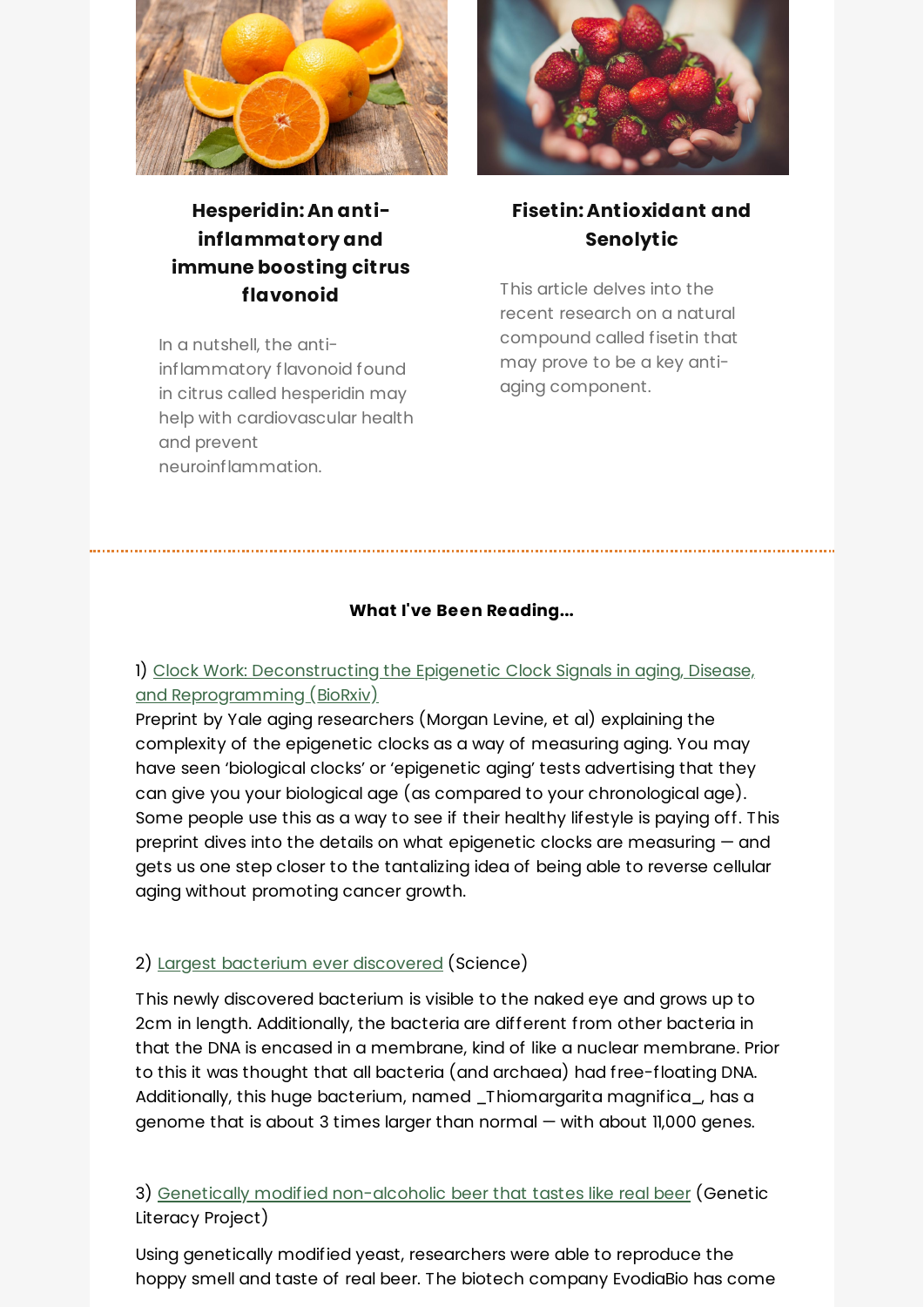### Hesperidin: An anti-inflammatory and immune boosting citrus flavonoid

In a nutshell, the anti-inflammatory flavonoid found in citrus called hesperidin may help with cardiovascular health and prevent neuroinflammation.

### Fisetin: Antioxidant and Senolytic

This article delves into the recent research on a natural compound called fisetin that may prove to be a key anti-aging component.

---

**What I've Been Reading...**

1) [Clock Work: Deconstructing the Epigenetic Clock Signals in aging, Disease, and Reprogramming (BioRxiv)]()
Preprint by Yale aging researchers (Morgan Levine, et al) explaining the complexity of the epigenetic clocks as a way of measuring aging. You may have seen 'biological clocks' or 'epigenetic aging' tests advertising that they can give you your biological age (as compared to your chronological age). Some people use this as a way to see if their healthy lifestyle is paying off. This preprint dives into the details on what epigenetic clocks are measuring — and gets us one step closer to the tantalizing idea of being able to reverse cellular aging without promoting cancer growth.

2) [Largest bacterium ever discovered]() (Science)

This newly discovered bacterium is visible to the naked eye and grows up to 2cm in length. Additionally, the bacteria are different from other bacteria in that the DNA is encased in a membrane, kind of like a nuclear membrane. Prior to this it was thought that all bacteria (and archaea) had free-floating DNA. Additionally, this huge bacterium, named _Thiomargarita magnifica_, has a genome that is about 3 times larger than normal — with about 11,000 genes.

3) [Genetically modified non-alcoholic beer that tastes like real beer]() (Genetic Literacy Project)

Using genetically modified yeast, researchers were able to reproduce the hoppy smell and taste of real beer. The biotech company EvodiaBio has come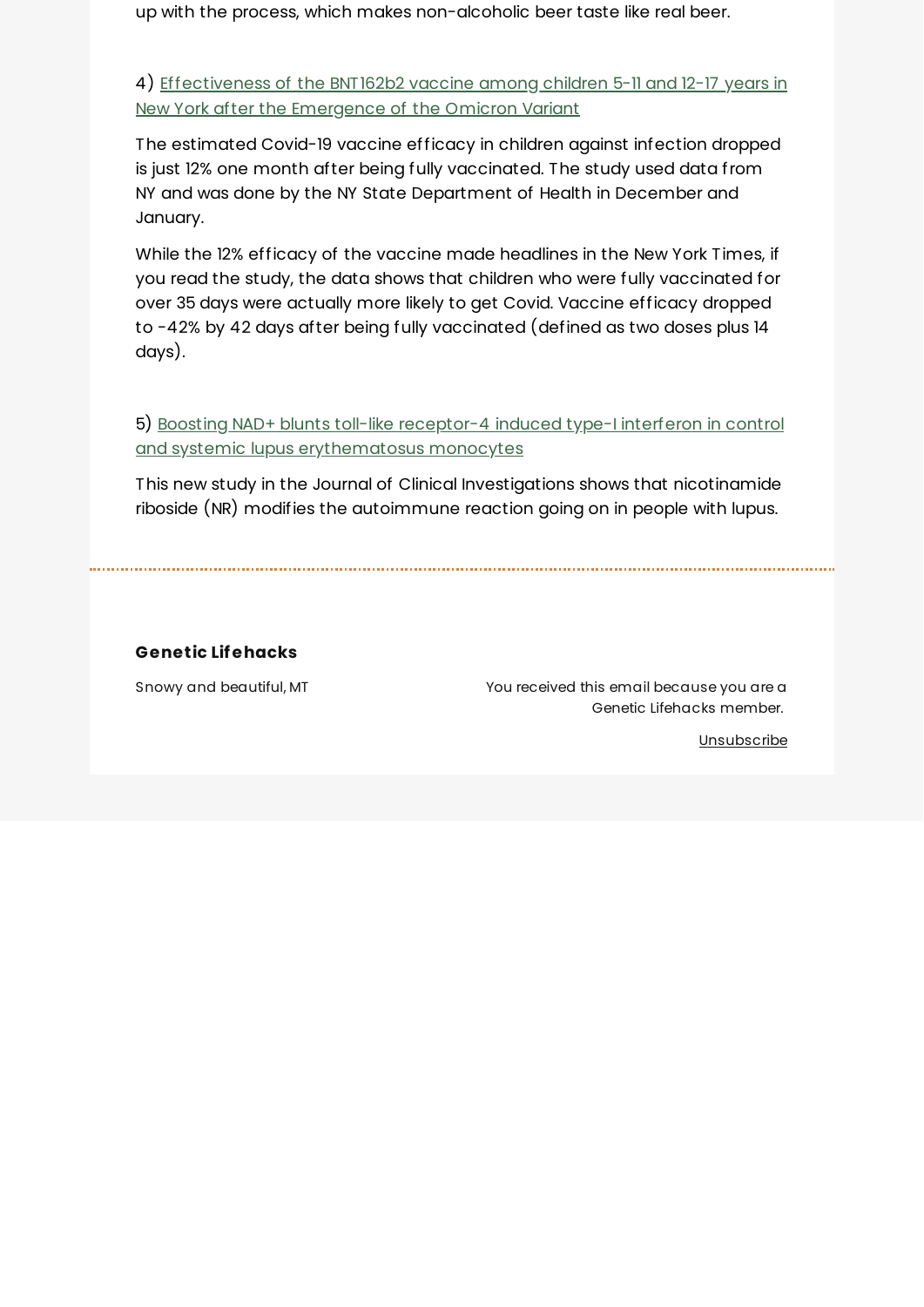up with the process, which makes non-alcoholic beer taste like real beer.

4) Effectiveness of the BNT162b2 vaccine among children 5-11 and 12-17 years in New York after the Emergence of the Omicron Variant

The estimated Covid-19 vaccine efficacy in children against infection dropped is just 12% one month after being fully vaccinated. The study used data from NY and was done by the NY State Department of Health in December and January.

While the 12% efficacy of the vaccine made headlines in the New York Times, if you read the study, the data shows that children who were fully vaccinated for over 35 days were actually more likely to get Covid. Vaccine efficacy dropped to -42% by 42 days after being fully vaccinated (defined as two doses plus 14 days).

5) Boosting NAD+ blunts toll-like receptor-4 induced type-I interferon in control and systemic lupus erythematosus monocytes

This new study in the Journal of Clinical Investigations shows that nicotinamide riboside (NR) modifies the autoimmune reaction going on in people with lupus.

---

**Genetic Lifehacks**

Snowy and beautiful, MT

You received this email because you are a Genetic Lifehacks member.

Unsubscribe